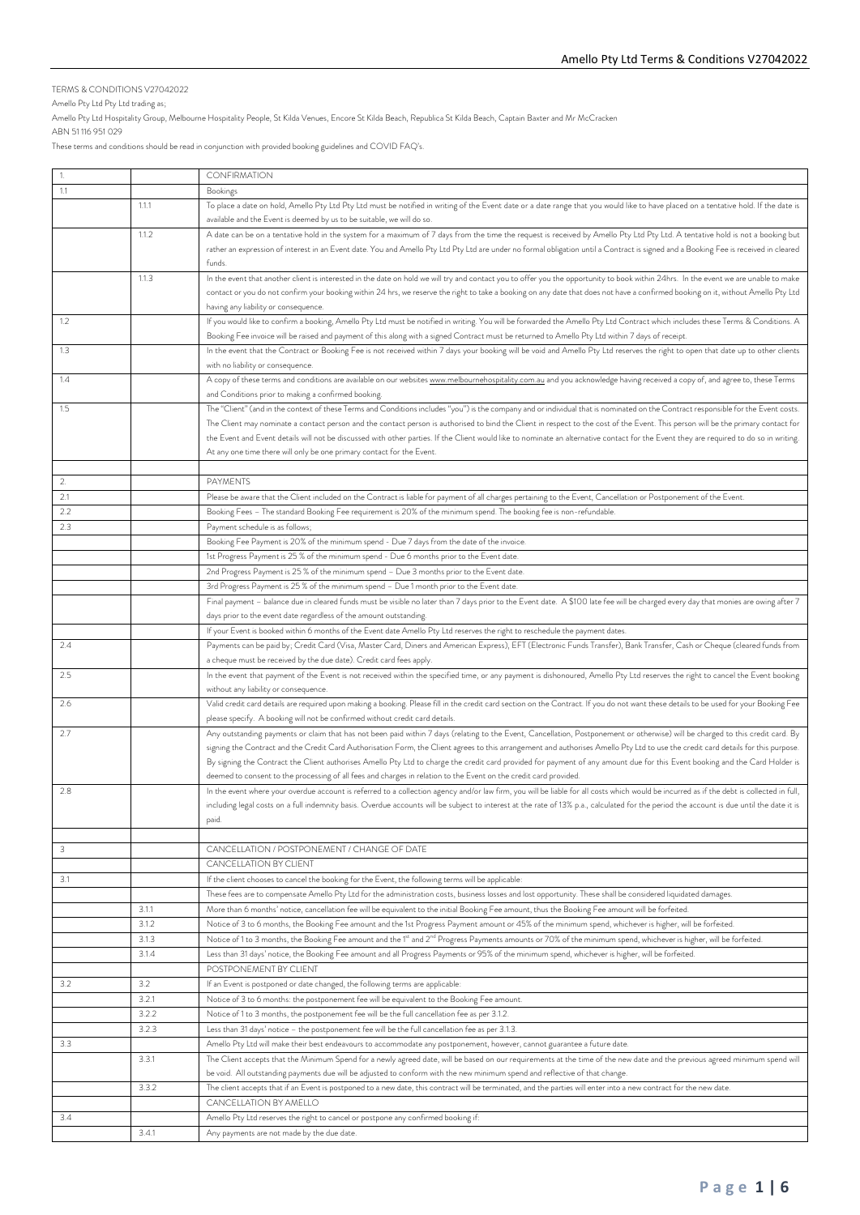TERMS & CONDITIONS V27042022

Amello Pty Ltd Pty Ltd trading as;

Amello Pty Ltd Hospitality Group, Melbourne Hospitality People, St Kilda Venues, Encore St Kilda Beach, Republica St Kilda Beach, Captain Baxter and Mr McCracken

ABN 51 116 951 029

These terms and conditions should be read in conjunction with provided booking guidelines and COVID FAQ's.

| | | |
|---|---|---|
| 1. | | CONFIRMATION |
| 1.1 | | Bookings |
| | 1.1.1 | To place a date on hold, Amello Pty Ltd Pty Ltd must be notified in writing of the Event date or a date range that you would like to have placed on a tentative hold. If the date is available and the Event is deemed by us to be suitable, we will do so. |
| | 1.1.2 | A date can be on a tentative hold in the system for a maximum of 7 days from the time the request is received by Amello Pty Ltd Pty Ltd. A tentative hold is not a booking but rather an expression of interest in an Event date. You and Amello Pty Ltd Pty Ltd are under no formal obligation until a Contract is signed and a Booking Fee is received in cleared funds. |
| | 1.1.3 | In the event that another client is interested in the date on hold we will try and contact you to offer you the opportunity to book within 24hrs. In the event we are unable to make contact or you do not confirm your booking within 24 hrs, we reserve the right to take a booking on any date that does not have a confirmed booking on it, without Amello Pty Ltd having any liability or consequence. |
| 1.2 | | If you would like to confirm a booking, Amello Pty Ltd must be notified in writing. You will be forwarded the Amello Pty Ltd Contract which includes these Terms & Conditions. A Booking Fee invoice will be raised and payment of this along with a signed Contract must be returned to Amello Pty Ltd within 7 days of receipt. |
| 1.3 | | In the event that the Contract or Booking Fee is not received within 7 days your booking will be void and Amello Pty Ltd reserves the right to open that date up to other clients with no liability or consequence. |
| 1.4 | | A copy of these terms and conditions are available on our websites www.melbournehospitality.com.au and you acknowledge having received a copy of, and agree to, these Terms and Conditions prior to making a confirmed booking. |
| 1.5 | | The "Client" (and in the context of these Terms and Conditions includes "you") is the company and or individual that is nominated on the Contract responsible for the Event costs. The Client may nominate a contact person and the contact person is authorised to bind the Client in respect to the cost of the Event. This person will be the primary contact for the Event and Event details will not be discussed with other parties. If the Client would like to nominate an alternative contact for the Event they are required to do so in writing. At any one time there will only be one primary contact for the Event. |
| | | |
| 2. | | PAYMENTS |
| 2.1 | | Please be aware that the Client included on the Contract is liable for payment of all charges pertaining to the Event, Cancellation or Postponement of the Event. |
| 2.2 | | Booking Fees – The standard Booking Fee requirement is 20% of the minimum spend. The booking fee is non-refundable. |
| 2.3 | | Payment schedule is as follows; |
| | | Booking Fee Payment is 20% of the minimum spend - Due 7 days from the date of the invoice. |
| | | 1st Progress Payment is 25 % of the minimum spend - Due 6 months prior to the Event date. |
| | | 2nd Progress Payment is 25 % of the minimum spend – Due 3 months prior to the Event date. |
| | | 3rd Progress Payment is 25 % of the minimum spend – Due 1 month prior to the Event date. |
| | | Final payment – balance due in cleared funds must be visible no later than 7 days prior to the Event date. A $100 late fee will be charged every day that monies are owing after 7 days prior to the event date regardless of the amount outstanding. |
| | | If your Event is booked within 6 months of the Event date Amello Pty Ltd reserves the right to reschedule the payment dates. |
| 2.4 | | Payments can be paid by; Credit Card (Visa, Master Card, Diners and American Express), EFT (Electronic Funds Transfer), Bank Transfer, Cash or Cheque (cleared funds from a cheque must be received by the due date). Credit card fees apply. |
| 2.5 | | In the event that payment of the Event is not received within the specified time, or any payment is dishonoured, Amello Pty Ltd reserves the right to cancel the Event booking without any liability or consequence. |
| 2.6 | | Valid credit card details are required upon making a booking. Please fill in the credit card section on the Contract. If you do not want these details to be used for your Booking Fee please specify. A booking will not be confirmed without credit card details. |
| 2.7 | | Any outstanding payments or claim that has not been paid within 7 days (relating to the Event, Cancellation, Postponement or otherwise) will be charged to this credit card. By signing the Contract and the Credit Card Authorisation Form, the Client agrees to this arrangement and authorises Amello Pty Ltd to use the credit card details for this purpose. By signing the Contract the Client authorises Amello Pty Ltd to charge the credit card provided for payment of any amount due for this Event booking and the Card Holder is deemed to consent to the processing of all fees and charges in relation to the Event on the credit card provided. |
| 2.8 | | In the event where your overdue account is referred to a collection agency and/or law firm, you will be liable for all costs which would be incurred as if the debt is collected in full, including legal costs on a full indemnity basis. Overdue accounts will be subject to interest at the rate of 13% p.a., calculated for the period the account is due until the date it is paid. |
| | | |
| 3 | | CANCELLATION / POSTPONEMENT / CHANGE OF DATE |
| | | CANCELLATION BY CLIENT |
| 3.1 | | If the client chooses to cancel the booking for the Event, the following terms will be applicable: |
| | | These fees are to compensate Amello Pty Ltd for the administration costs, business losses and lost opportunity. These shall be considered liquidated damages. |
| | 3.1.1 | More than 6 months' notice, cancellation fee will be equivalent to the initial Booking Fee amount, thus the Booking Fee amount will be forfeited. |
| | 3.1.2 | Notice of 3 to 6 months, the Booking Fee amount and the 1st Progress Payment amount or 45% of the minimum spend, whichever is higher, will be forfeited. |
| | 3.1.3 | Notice of 1 to 3 months, the Booking Fee amount and the 1st and 2nd Progress Payments amounts or 70% of the minimum spend, whichever is higher, will be forfeited. |
| | 3.1.4 | Less than 31 days' notice, the Booking Fee amount and all Progress Payments or 95% of the minimum spend, whichever is higher, will be forfeited. |
| | | POSTPONEMENT BY CLIENT |
| 3.2 | 3.2 | If an Event is postponed or date changed, the following terms are applicable: |
| | 3.2.1 | Notice of 3 to 6 months: the postponement fee will be equivalent to the Booking Fee amount. |
| | 3.2.2 | Notice of 1 to 3 months, the postponement fee will be the full cancellation fee as per 3.1.2. |
| | 3.2.3 | Less than 31 days' notice – the postponement fee will be the full cancellation fee as per 3.1.3 |
| 3.3 | | Amello Pty Ltd will make their best endeavours to accommodate any postponement, however, cannot guarantee a future date. |
| | 3.3.1 | The Client accepts that the Minimum Spend for a newly agreed date, will be based on our requirements at the time of the new date and the previous agreed minimum spend will be void. All outstanding payments due will be adjusted to conform with the new minimum spend and reflective of that change. |
| | 3.3.2 | The client accepts that if an Event is postponed to a new date, this contract will be terminated, and the parties will enter into a new contract for the new date. |
| | | CANCELLATION BY AMELLO |
| 3.4 | | Amello Pty Ltd reserves the right to cancel or postpone any confirmed booking if: |
| | 3.4.1 | Any payments are not made by the due date. |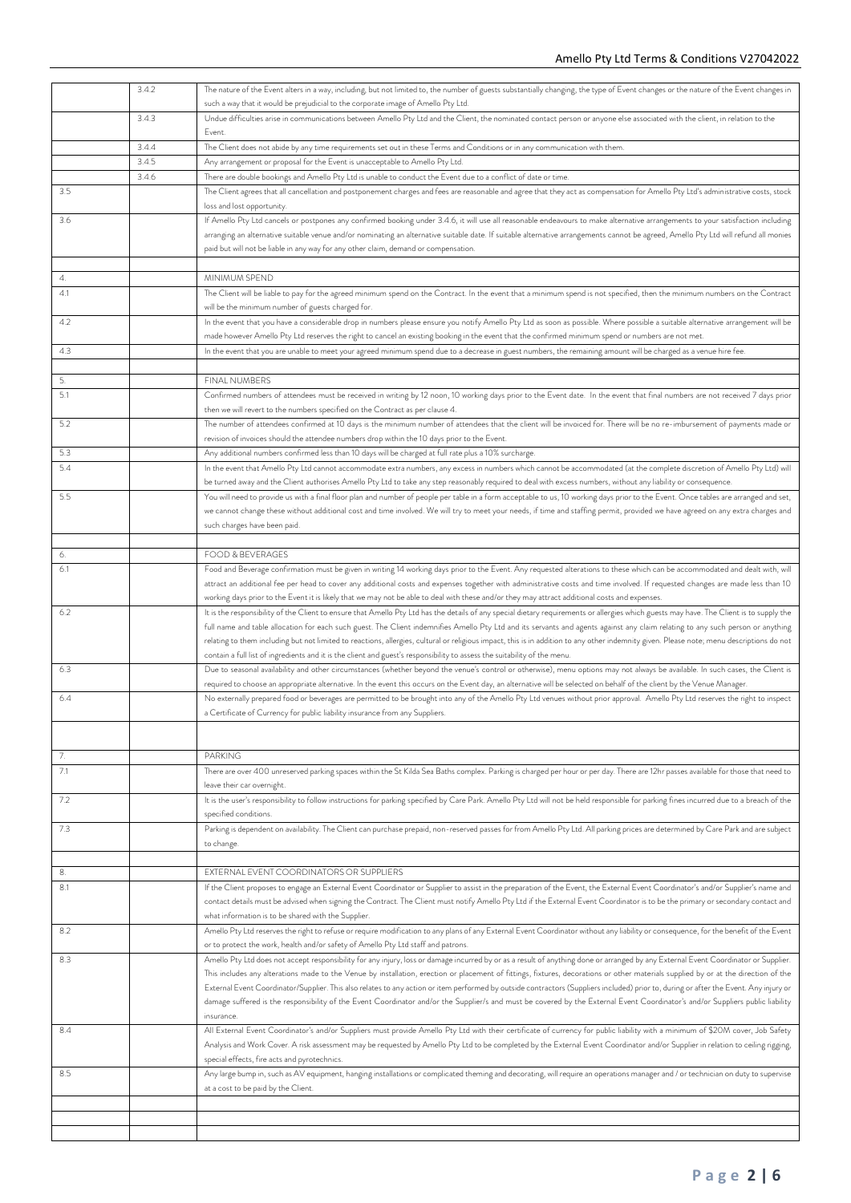| | | |
|---|---|---|
| | 3.4.2 | The nature of the Event alters in a way, including, but not limited to, the number of guests substantially changing, the type of Event changes or the nature of the Event changes in such a way that it would be prejudicial to the corporate image of Amello Pty Ltd. |
| | 3.4.3 | Undue difficulties arise in communications between Amello Pty Ltd and the Client, the nominated contact person or anyone else associated with the client, in relation to the Event. |
| | 3.4.4 | The Client does not abide by any time requirements set out in these Terms and Conditions or in any communication with them. |
| | 3.4.5 | Any arrangement or proposal for the Event is unacceptable to Amello Pty Ltd. |
| | 3.4.6 | There are double bookings and Amello Pty Ltd is unable to conduct the Event due to a conflict of date or time. |
| 3.5 | | The Client agrees that all cancellation and postponement charges and fees are reasonable and agree that they act as compensation for Amello Pty Ltd's administrative costs, stock loss and lost opportunity. |
| 3.6 | | If Amello Pty Ltd cancels or postpones any confirmed booking under 3.4.6, it will use all reasonable endeavours to make alternative arrangements to your satisfaction including arranging an alternative suitable venue and/or nominating an alternative suitable date. If suitable alternative arrangements cannot be agreed, Amello Pty Ltd will refund all monies paid but will not be liable in any way for any other claim, demand or compensation. |
| | | |
| 4. | | MINIMUM SPEND |
| 4.1 | | The Client will be liable to pay for the agreed minimum spend on the Contract. In the event that a minimum spend is not specified, then the minimum numbers on the Contract will be the minimum number of guests charged for. |
| 4.2 | | In the event that you have a considerable drop in numbers please ensure you notify Amello Pty Ltd as soon as possible. Where possible a suitable alternative arrangement will be made however Amello Pty Ltd reserves the right to cancel an existing booking in the event that the confirmed minimum spend or numbers are not met. |
| 4.3 | | In the event that you are unable to meet your agreed minimum spend due to a decrease in guest numbers, the remaining amount will be charged as a venue hire fee. |
| | | |
| 5. | | FINAL NUMBERS |
| 5.1 | | Confirmed numbers of attendees must be received in writing by 12 noon, 10 working days prior to the Event date. In the event that final numbers are not received 7 days prior then we will revert to the numbers specified on the Contract as per clause 4. |
| 5.2 | | The number of attendees confirmed at 10 days is the minimum number of attendees that the client will be invoiced for. There will be no re-imbursement of payments made or revision of invoices should the attendee numbers drop within the 10 days prior to the Event. |
| 5.3 | | Any additional numbers confirmed less than 10 days will be charged at full rate plus a 10% surcharge. |
| 5.4 | | In the event that Amello Pty Ltd cannot accommodate extra numbers, any excess in numbers which cannot be accommodated (at the complete discretion of Amello Pty Ltd) will be turned away and the Client authorises Amello Pty Ltd to take any step reasonably required to deal with excess numbers, without any liability or consequence. |
| 5.5 | | You will need to provide us with a final floor plan and number of people per table in a form acceptable to us, 10 working days prior to the Event. Once tables are arranged and set, we cannot change these without additional cost and time involved. We will try to meet your needs, if time and staffing permit, provided we have agreed on any extra charges and such charges have been paid. |
| | | |
| 6. | | FOOD & BEVERAGES |
| 6.1 | | Food and Beverage confirmation must be given in writing 14 working days prior to the Event. Any requested alterations to these which can be accommodated and dealt with, will attract an additional fee per head to cover any additional costs and expenses together with administrative costs and time involved. If requested changes are made less than 10 working days prior to the Event it is likely that we may not be able to deal with these and/or they may attract additional costs and expenses. |
| 6.2 | | It is the responsibility of the Client to ensure that Amello Pty Ltd has the details of any special dietary requirements or allergies which guests may have. The Client is to supply the full name and table allocation for each such guest. The Client indemnifies Amello Pty Ltd and its servants and agents against any claim relating to any such person or anything relating to them including but not limited to reactions, allergies, cultural or religious impact, this is in addition to any other indemnity given. Please note; menu descriptions do not contain a full list of ingredients and it is the client and guest's responsibility to assess the suitability of the menu. |
| 6.3 | | Due to seasonal availability and other circumstances (whether beyond the venue's control or otherwise), menu options may not always be available. In such cases, the Client is required to choose an appropriate alternative. In the event this occurs on the Event day, an alternative will be selected on behalf of the client by the Venue Manager. |
| 6.4 | | No externally prepared food or beverages are permitted to be brought into any of the Amello Pty Ltd venues without prior approval. Amello Pty Ltd reserves the right to inspect a Certificate of Currency for public liability insurance from any Suppliers. |
| | | |
| 7. | | PARKING |
| 7.1 | | There are over 400 unreserved parking spaces within the St Kilda Sea Baths complex. Parking is charged per hour or per day. There are 12hr passes available for those that need to leave their car overnight. |
| 7.2 | | It is the user's responsibility to follow instructions for parking specified by Care Park. Amello Pty Ltd will not be held responsible for parking fines incurred due to a breach of the specified conditions. |
| 7.3 | | Parking is dependent on availability. The Client can purchase prepaid, non-reserved passes for from Amello Pty Ltd. All parking prices are determined by Care Park and are subject to change. |
| | | |
| 8. | | EXTERNAL EVENT COORDINATORS OR SUPPLIERS |
| 8.1 | | If the Client proposes to engage an External Event Coordinator or Supplier to assist in the preparation of the Event, the External Event Coordinator's and/or Supplier's name and contact details must be advised when signing the Contract. The Client must notify Amello Pty Ltd if the External Event Coordinator is to be the primary or secondary contact and what information is to be shared with the Supplier. |
| 8.2 | | Amello Pty Ltd reserves the right to refuse or require modification to any plans of any External Event Coordinator without any liability or consequence, for the benefit of the Event or to protect the work, health and/or safety of Amello Pty Ltd staff and patrons. |
| 8.3 | | Amello Pty Ltd does not accept responsibility for any injury, loss or damage incurred by or as a result of anything done or arranged by any External Event Coordinator or Supplier. This includes any alterations made to the Venue by installation, erection or placement of fittings, fixtures, decorations or other materials supplied by or at the direction of the External Event Coordinator/Supplier. This also relates to any action or item performed by outside contractors (Suppliers included) prior to, during or after the Event. Any injury or damage suffered is the responsibility of the Event Coordinator and/or the Supplier/s and must be covered by the External Event Coordinator's and/or Suppliers public liability insurance. |
| 8.4 | | All External Event Coordinator's and/or Suppliers must provide Amello Pty Ltd with their certificate of currency for public liability with a minimum of $20M cover, Job Safety Analysis and Work Cover. A risk assessment may be requested by Amello Pty Ltd to be completed by the External Event Coordinator and/or Supplier in relation to ceiling rigging, special effects, fire acts and pyrotechnics. |
| 8.5 | | Any large bump in, such as AV equipment, hanging installations or complicated theming and decorating, will require an operations manager and / or technician on duty to supervise at a cost to be paid by the Client. |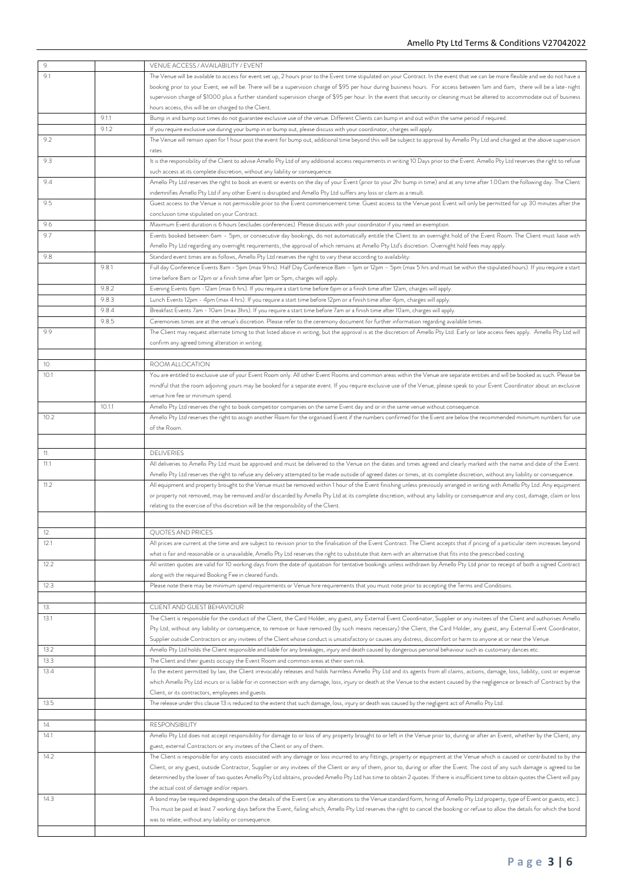| | | |
|---|---|---|
| 9. | | VENUE ACCESS / AVAILABILITY / EVENT |
| 9.1 | | The Venue will be available to access for event set up, 2 hours prior to the Event time stipulated on your Contract. In the event that we can be more flexible and we do not have a booking prior to your Event, we will be. There will be a supervision charge of $95 per hour during business hours. For access between 1am and 6am, there will be a late-night supervision charge of $1000 plus a further standard supervision charge of $95 per hour. In the event that security or cleaning must be altered to accommodate out of business hours access, this will be on charged to the Client. |
| | 9.1.1 | Bump in and bump out times do not guarantee exclusive use of the venue. Different Clients can bump in and out within the same period if required. |
| | 9.1.2 | If you require exclusive use during your bump in or bump out, please discuss with your coordinator, charges will apply. |
| 9.2 | | The Venue will remain open for 1 hour post the event for bump out, additional time beyond this will be subject to approval by Amello Pty Ltd and charged at the above supervision rates. |
| 9.3 | | It is the responsibility of the Client to advise Amello Pty Ltd of any additional access requirements in writing 10 Days prior to the Event. Amello Pty Ltd reserves the right to refuse such access at its complete discretion, without any liability or consequence. |
| 9.4 | | Amello Pty Ltd reserves the right to book an event or events on the day of your Event (prior to your 2hr bump in time) and at any time after 1.00am the following day. The Client indemnifies Amello Pty Ltd if any other Event is disrupted and Amello Pty Ltd suffers any loss or claim as a result. |
| 9.5 | | Guest access to the Venue is not permissible prior to the Event commencement time. Guest access to the Venue post Event will only be permitted for up 30 minutes after the conclusion time stipulated on your Contract. |
| 9.6 | | Maximum Event duration is 6 hours (excludes conferences). Please discuss with your coordinator if you need an exemption. |
| 9.7 | | Events booked between 6am – 5pm, or consecutive day bookings, do not automatically entitle the Client to an overnight hold of the Event Room. The Client must liaise with Amello Pty Ltd regarding any overnight requirements, the approval of which remains at Amello Pty Ltd's discretion. Overnight hold fees may apply. |
| 9.8 | | Standard event times are as follows, Amello Pty Ltd reserves the right to vary these according to availability: |
| | 9.8.1 | Full day Conference Events 8am - 5pm (max 9 hrs). Half Day Conference 8am – 1pm or 12pm – 5pm (max 5 hrs and must be within the stipulated hours). If you require a start time before 8am or 12pm or a finish time after 1pm or 5pm, charges will apply. |
| | 9.8.2 | Evening Events 6pm -12am (max 6 hrs). If you require a start time before 6pm or a finish time after 12am, charges will apply. |
| | 9.8.3 | Lunch Events 12pm - 4pm (max 4 hrs). If you require a start time before 12pm or a finish time after 4pm, charges will apply. |
| | 9.8.4 | Breakfast Events 7am - 10am (max 3hrs). If you require a start time before 7am or a finish time after 10am, charges will apply. |
| | 9.8.5 | Ceremonies times are at the venue's discretion. Please refer to the ceremony document for further information regarding available times. |
| 9.9 | | The Client may request alternate timing to that listed above in writing, but the approval is at the discretion of Amello Pty Ltd. Early or late access fees apply. Amello Pty Ltd will confirm any agreed timing alteration in writing. |
| | | |
| 10. | | ROOM ALLOCATION |
| 10.1 | | You are entitled to exclusive use of your Event Room only. All other Event Rooms and common areas within the Venue are separate entities and will be booked as such. Please be mindful that the room adjoining yours may be booked for a separate event. If you require exclusive use of the Venue, please speak to your Event Coordinator about an exclusive venue hire fee or minimum spend. |
| | 10.1.1 | Amello Pty Ltd reserves the right to book competitor companies on the same Event day and or in the same venue without consequence. |
| 10.2 | | Amello Pty Ltd reserves the right to assign another Room for the organised Event if the numbers confirmed for the Event are below the recommended minimum numbers for use of the Room. |
| | | |
| 11. | | DELIVERIES |
| 11.1 | | All deliveries to Amello Pty Ltd must be approved and must be delivered to the Venue on the dates and times agreed and clearly marked with the name and date of the Event. Amello Pty Ltd reserves the right to refuse any delivery attempted to be made outside of agreed dates or times, at its complete discretion, without any liability or consequence. |
| 11.2 | | All equipment and property brought to the Venue must be removed within 1 hour of the Event finishing unless previously arranged in writing with Amello Pty Ltd. Any equipment or property not removed, may be removed and/or discarded by Amello Pty Ltd at its complete discretion, without any liability or consequence and any cost, damage, claim or loss relating to the exercise of this discretion will be the responsibility of the Client. |
| | | |
| 12. | | QUOTES AND PRICES |
| 12.1 | | All prices are current at the time and are subject to revision prior to the finalisation of the Event Contract. The Client accepts that if pricing of a particular item increases beyond what is fair and reasonable or is unavailable, Amello Pty Ltd reserves the right to substitute that item with an alternative that fits into the prescribed costing. |
| 12.2 | | All written quotes are valid for 10 working days from the date of quotation for tentative bookings unless withdrawn by Amello Pty Ltd prior to receipt of both a signed Contract along with the required Booking Fee in cleared funds. |
| 12.3 | | Please note there may be minimum spend requirements or Venue hire requirements that you must note prior to accepting the Terms and Conditions. |
| | | |
| 13. | | CLIENT AND GUEST BEHAVIOUR |
| 13.1 | | The Client is responsible for the conduct of the Client, the Card Holder, any guest, any External Event Coordinator, Supplier or any invitees of the Client and authorises Amello Pty Ltd, without any liability or consequence, to remove or have removed (by such means necessary) the Client, the Card Holder, any guest, any External Event Coordinator, Supplier outside Contractors or any invitees of the Client whose conduct is unsatisfactory or causes any distress, discomfort or harm to anyone at or near the Venue. |
| 13.2 | | Amello Pty Ltd holds the Client responsible and liable for any breakages, injury and death caused by dangerous personal behaviour such as customary dances etc. |
| 13.3 | | The Client and their guests occupy the Event Room and common areas at their own risk. |
| 13.4 | | To the extent permitted by law, the Client irrevocably releases and holds harmless Amello Pty Ltd and its agents from all claims, actions, damage, loss, liability, cost or expense which Amello Pty Ltd incurs or is liable for in connection with any damage, loss, injury or death at the Venue to the extent caused by the negligence or breach of Contract by the Client, or its contractors, employees and guests. |
| 13.5 | | The release under this clause 13 is reduced to the extent that such damage, loss, injury or death was caused by the negligent act of Amello Pty Ltd. |
| | | |
| 14. | | RESPONSIBILITY |
| 14.1 | | Amello Pty Ltd does not accept responsibility for damage to or loss of any property brought to or left in the Venue prior to, during or after an Event, whether by the Client, any guest, external Contractors or any invitees of the Client or any of them. |
| 14.2 | | The Client is responsible for any costs associated with any damage or loss incurred to any fittings, property or equipment at the Venue which is caused or contributed to by the Client, or any guest, outside Contractor, Supplier or any invitees of the Client or any of them, prior to, during or after the Event. The cost of any such damage is agreed to be determined by the lower of two quotes Amello Pty Ltd obtains, provided Amello Pty Ltd has time to obtain 2 quotes. If there is insufficient time to obtain quotes the Client will pay the actual cost of damage and/or repairs. |
| 14.3 | | A bond may be required depending upon the details of the Event (i.e. any alterations to the Venue standard form, hiring of Amello Pty Ltd property, type of Event or guests, etc.). This must be paid at least 7 working days before the Event, failing which, Amello Pty Ltd reserves the right to cancel the booking or refuse to allow the details for which the bond was to relate, without any liability or consequence. |
| | | |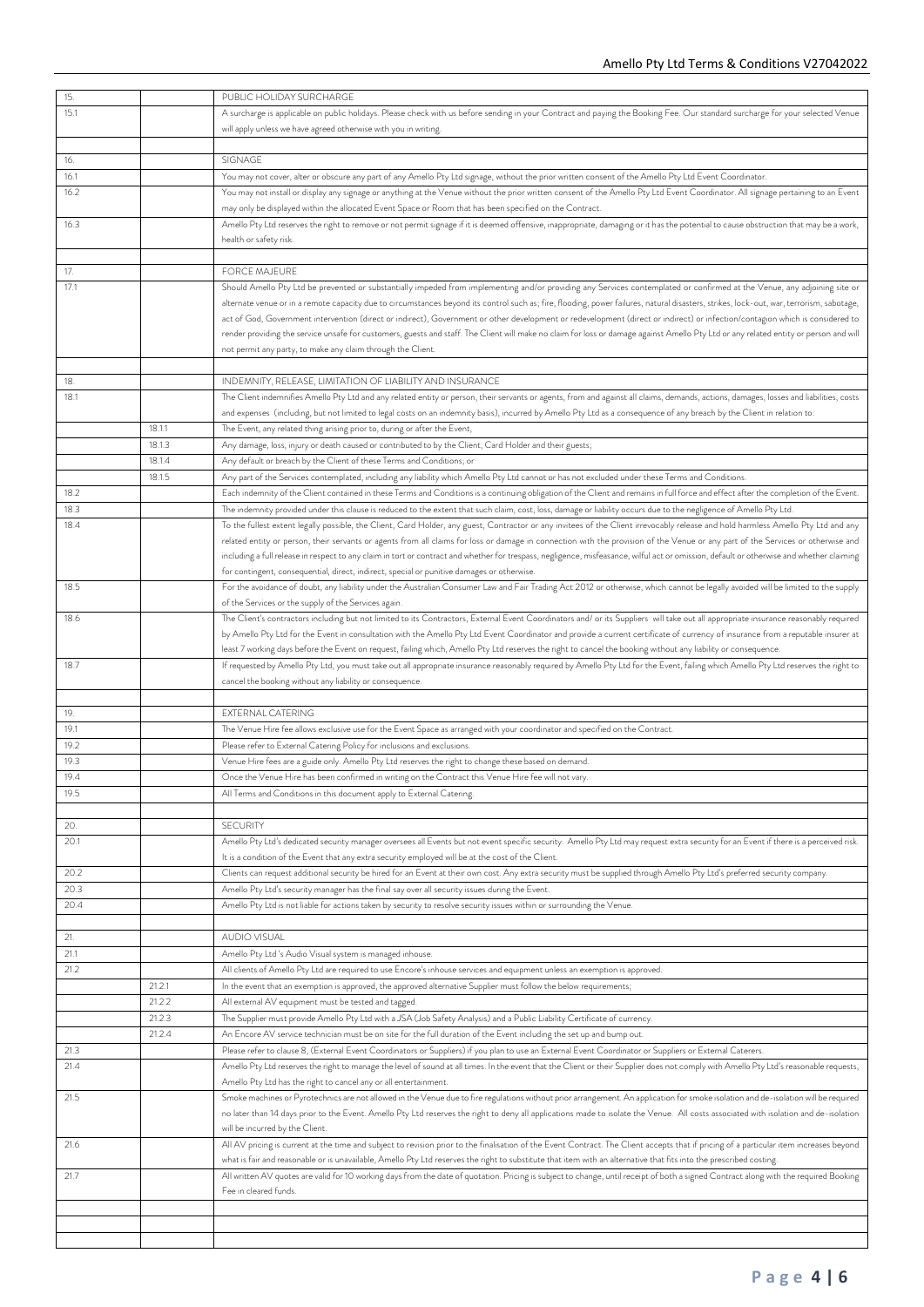| | | |
|---|---|---|
| 15. | | PUBLIC HOLIDAY SURCHARGE |
| 15.1 | | A surcharge is applicable on public holidays. Please check with us before sending in your Contract and paying the Booking Fee. Our standard surcharge for your selected Venue will apply unless we have agreed otherwise with you in writing. |
| | | |
| 16. | | SIGNAGE |
| 16.1 | | You may not cover, alter or obscure any part of any Amello Pty Ltd signage, without the prior written consent of the Amello Pty Ltd Event Coordinator. |
| 16.2 | | You may not install or display any signage or anything at the Venue without the prior written consent of the Amello Pty Ltd Event Coordinator. All signage pertaining to an Event may only be displayed within the allocated Event Space or Room that has been specified on the Contract. |
| 16.3 | | Amello Pty Ltd reserves the right to remove or not permit signage if it is deemed offensive, inappropriate, damaging or it has the potential to cause obstruction that may be a work, health or safety risk. |
| | | |
| 17. | | FORCE MAJEURE |
| 17.1 | | Should Amello Pty Ltd be prevented or substantially impeded from implementing and/or providing any Services contemplated or confirmed at the Venue, any adjoining site or alternate venue or in a remote capacity due to circumstances beyond its control such as; fire, flooding, power failures, natural disasters, strikes, lock-out, war, terrorism, sabotage, act of God, Government intervention (direct or indirect), Government or other development or redevelopment (direct or indirect) or infection/contagion which is considered to render providing the service unsafe for customers, guests and staff. The Client will make no claim for loss or damage against Amello Pty Ltd or any related entity or person and will not permit any party, to make any claim through the Client. |
| | | |
| 18. | | INDEMNITY, RELEASE, LIMITATION OF LIABILITY AND INSURANCE |
| 18.1 | | The Client indemnifies Amello Pty Ltd and any related entity or person, their servants or agents, from and against all claims, demands, actions, damages, losses and liabilities, costs and expenses (including, but not limited to legal costs on an indemnity basis), incurred by Amello Pty Ltd as a consequence of any breach by the Client in relation to: |
| | 18.1.1 | The Event, any related thing arising prior to, during or after the Event; |
| | 18.1.3 | Any damage, loss, injury or death caused or contributed to by the Client, Card Holder and their guests; |
| | 18.1.4 | Any default or breach by the Client of these Terms and Conditions; or |
| | 18.1.5 | Any part of the Services contemplated, including any liability which Amello Pty Ltd cannot or has not excluded under these Terms and Conditions. |
| 18.2 | | Each indemnity of the Client contained in these Terms and Conditions is a continuing obligation of the Client and remains in full force and effect after the completion of the Event. |
| 18.3 | | The indemnity provided under this clause is reduced to the extent that such claim, cost, loss, damage or liability occurs due to the negligence of Amello Pty Ltd. |
| 18.4 | | To the fullest extent legally possible, the Client, Card Holder, any guest, Contractor or any invitees of the Client irrevocably release and hold harmless Amello Pty Ltd and any related entity or person, their servants or agents from all claims for loss or damage in connection with the provision of the Venue or any part of the Services or otherwise and including a full release in respect to any claim in tort or contract and whether for trespass, negligence, misfeasance, wilful act or omission, default or otherwise and whether claiming for contingent, consequential, direct, indirect, special or punitive damages or otherwise. |
| 18.5 | | For the avoidance of doubt, any liability under the Australian Consumer Law and Fair Trading Act 2012 or otherwise, which cannot be legally avoided will be limited to the supply of the Services or the supply of the Services again. |
| 18.6 | | The Client's contractors including but not limited to its Contractors, External Event Coordinators and/ or its Suppliers will take out all appropriate insurance reasonably required by Amello Pty Ltd for the Event in consultation with the Amello Pty Ltd Event Coordinator and provide a current certificate of currency of insurance from a reputable insurer at least 7 working days before the Event on request, failing which, Amello Pty Ltd reserves the right to cancel the booking without any liability or consequence. |
| 18.7 | | If requested by Amello Pty Ltd, you must take out all appropriate insurance reasonably required by Amello Pty Ltd for the Event, failing which Amello Pty Ltd reserves the right to cancel the booking without any liability or consequence. |
| | | |
| 19. | | EXTERNAL CATERING |
| 19.1 | | The Venue Hire fee allows exclusive use for the Event Space as arranged with your coordinator and specified on the Contract. |
| 19.2 | | Please refer to External Catering Policy for inclusions and exclusions. |
| 19.3 | | Venue Hire fees are a guide only. Amello Pty Ltd reserves the right to change these based on demand. |
| 19.4 | | Once the Venue Hire has been confirmed in writing on the Contract this Venue Hire fee will not vary. |
| 19.5 | | All Terms and Conditions in this document apply to External Catering. |
| | | |
| 20. | | SECURITY |
| 20.1 | | Amello Pty Ltd's dedicated security manager oversees all Events but not event specific security. Amello Pty Ltd may request extra security for an Event if there is a perceived risk. It is a condition of the Event that any extra security employed will be at the cost of the Client. |
| 20.2 | | Clients can request additional security be hired for an Event at their own cost. Any extra security must be supplied through Amello Pty Ltd's preferred security company. |
| 20.3 | | Amello Pty Ltd's security manager has the final say over all security issues during the Event. |
| 20.4 | | Amello Pty Ltd is not liable for actions taken by security to resolve security issues within or surrounding the Venue. |
| | | |
| 21. | | AUDIO VISUAL |
| 21.1 | | Amello Pty Ltd 's Audio Visual system is managed inhouse. |
| 21.2 | | All clients of Amello Pty Ltd are required to use Encore's inhouse services and equipment unless an exemption is approved. |
| | 21.2.1 | In the event that an exemption is approved, the approved alternative Supplier must follow the below requirements; |
| | 21.2.2 | All external AV equipment must be tested and tagged. |
| | 21.2.3 | The Supplier must provide Amello Pty Ltd with a JSA (Job Safety Analysis) and a Public Liability Certificate of currency. |
| | 21.2.4 | An Encore AV service technician must be on site for the full duration of the Event including the set up and bump out. |
| 21.3 | | Please refer to clause 8, (External Event Coordinators or Suppliers) if you plan to use an External Event Coordinator or Suppliers or External Caterers. |
| 21.4 | | Amello Pty Ltd reserves the right to manage the level of sound at all times. In the event that the Client or their Supplier does not comply with Amello Pty Ltd's reasonable requests, Amello Pty Ltd has the right to cancel any or all entertainment. |
| 21.5 | | Smoke machines or Pyrotechnics are not allowed in the Venue due to fire regulations without prior arrangement. An application for smoke isolation and de-isolation will be required no later than 14 days prior to the Event. Amello Pty Ltd reserves the right to deny all applications made to isolate the Venue. All costs associated with isolation and de-isolation will be incurred by the Client. |
| 21.6 | | All AV pricing is current at the time and subject to revision prior to the finalisation of the Event Contract. The Client accepts that if pricing of a particular item increases beyond what is fair and reasonable or is unavailable, Amello Pty Ltd reserves the right to substitute that item with an alternative that fits into the prescribed costing. |
| 21.7 | | All written AV quotes are valid for 10 working days from the date of quotation. Pricing is subject to change, until receipt of both a signed Contract along with the required Booking Fee in cleared funds. |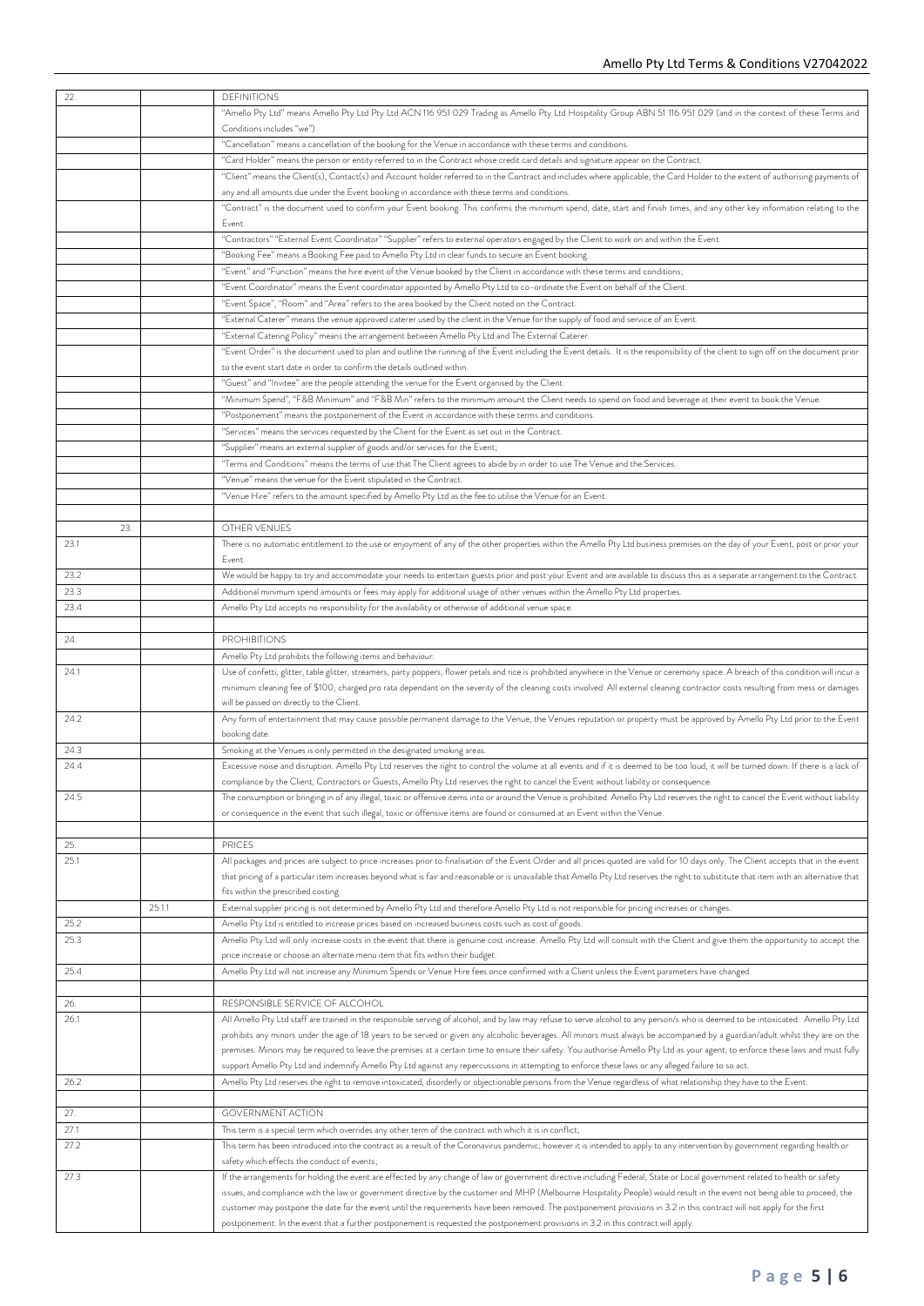| | | |
|---|---|---|
| 22. | | DEFINITIONS |
| | | "Amello Pty Ltd" means Amello Pty Ltd Pty Ltd ACN 116 951 029 Trading as Amello Pty Ltd Hospitality Group ABN 51 116 951 029 (and in the context of these Terms and Conditions includes "we") |
| | | "Cancellation" means a cancellation of the booking for the Venue in accordance with these terms and conditions. |
| | | "Card Holder" means the person or entity referred to in the Contract whose credit card details and signature appear on the Contract. |
| | | "Client" means the Client(s), Contact(s) and Account holder referred to in the Contract and includes where applicable, the Card Holder to the extent of authorising payments of any and all amounts due under the Event booking in accordance with these terms and conditions. |
| | | "Contract" is the document used to confirm your Event booking. This confirms the minimum spend, date, start and finish times, and any other key information relating to the Event. |
| | | "Contractors" "External Event Coordinator" "Supplier" refers to external operators engaged by the Client to work on and within the Event. |
| | | "Booking Fee" means a Booking Fee paid to Amello Pty Ltd in clear funds to secure an Event booking. |
| | | "Event" and "Function" means the hire event of the Venue booked by the Client in accordance with these terms and conditions; |
| | | "Event Coordinator" means the Event coordinator appointed by Amello Pty Ltd to co-ordinate the Event on behalf of the Client. |
| | | "Event Space", "Room" and "Area" refers to the area booked by the Client noted on the Contract. |
| | | "External Caterer" means the venue approved caterer used by the client in the Venue for the supply of food and service of an Event. |
| | | "External Catering Policy" means the arrangement between Amello Pty Ltd and The External Caterer. |
| | | "Event Order" is the document used to plan and outline the running of the Event including the Event details. It is the responsibility of the client to sign off on the document prior to the event start date in order to confirm the details outlined within. |
| | | "Guest" and "Invitee" are the people attending the venue for the Event organised by the Client. |
| | | "Minimum Spend", "F&B Minimum" and "F&B Min" refers to the minimum amount the Client needs to spend on food and beverage at their event to book the Venue. |
| | | "Postponement" means the postponement of the Event in accordance with these terms and conditions. |
| | | "Services" means the services requested by the Client for the Event as set out in the Contract. |
| | | "Supplier" means an external supplier of goods and/or services for the Event; |
| | | "Terms and Conditions" means the terms of use that The Client agrees to abide by in order to use The Venue and the Services. |
| | | "Venue" means the venue for the Event stipulated in the Contract. |
| | | "Venue Hire" refers to the amount specified by Amello Pty Ltd as the fee to utilise the Venue for an Event. |
| | | |
| 23. | | OTHER VENUES |
| 23.1 | | There is no automatic entitlement to the use or enjoyment of any of the other properties within the Amello Pty Ltd business premises on the day of your Event, post or prior your Event. |
| 23.2 | | We would be happy to try and accommodate your needs to entertain guests prior and post your Event and are available to discuss this as a separate arrangement to the Contract. |
| 23.3 | | Additional minimum spend amounts or fees may apply for additional usage of other venues within the Amello Pty Ltd properties. |
| 23.4 | | Amello Pty Ltd accepts no responsibility for the availability or otherwise of additional venue space. |
| | | |
| 24. | | PROHIBITIONS |
| | | Amello Pty Ltd prohibits the following items and behaviour: |
| 24.1 | | Use of confetti, glitter, table glitter, streamers, party poppers, flower petals and rice is prohibited anywhere in the Venue or ceremony space. A breach of this condition will incur a minimum cleaning fee of $100, charged pro rata dependant on the severity of the cleaning costs involved. All external cleaning contractor costs resulting from mess or damages will be passed on directly to the Client. |
| 24.2 | | Any form of entertainment that may cause possible permanent damage to the Venue, the Venues reputation or property must be approved by Amello Pty Ltd prior to the Event booking date. |
| 24.3 | | Smoking at the Venues is only permitted in the designated smoking areas. |
| 24.4 | | Excessive noise and disruption. Amello Pty Ltd reserves the right to control the volume at all events and if it is deemed to be too loud, it will be turned down. If there is a lack of compliance by the Client, Contractors or Guests, Amello Pty Ltd reserves the right to cancel the Event without liability or consequence. |
| 24.5 | | The consumption or bringing in of any illegal, toxic or offensive items into or around the Venue is prohibited. Amello Pty Ltd reserves the right to cancel the Event without liability or consequence in the event that such illegal, toxic or offensive items are found or consumed at an Event within the Venue. |
| | | |
| 25. | | PRICES |
| 25.1 | | All packages and prices are subject to price increases prior to finalisation of the Event Order and all prices quoted are valid for 10 days only. The Client accepts that in the event that pricing of a particular item increases beyond what is fair and reasonable or is unavailable that Amello Pty Ltd reserves the right to substitute that item with an alternative that fits within the prescribed costing. |
| | 25.1.1 | External supplier pricing is not determined by Amello Pty Ltd and therefore Amello Pty Ltd is not responsible for pricing increases or changes. |
| 25.2 | | Amello Pty Ltd is entitled to increase prices based on increased business costs such as cost of goods. |
| 25.3 | | Amello Pty Ltd will only increase costs in the event that there is genuine cost increase. Amello Pty Ltd will consult with the Client and give them the opportunity to accept the price increase or choose an alternate menu item that fits within their budget. |
| 25.4 | | Amello Pty Ltd will not increase any Minimum Spends or Venue Hire fees once confirmed with a Client unless the Event parameters have changed. |
| | | |
| 26. | | RESPONSIBLE SERVICE OF ALCOHOL |
| 26.1 | | All Amello Pty Ltd staff are trained in the responsible serving of alcohol, and by law may refuse to serve alcohol to any person/s who is deemed to be intoxicated. Amello Pty Ltd prohibits any minors under the age of 18 years to be served or given any alcoholic beverages. All minors must always be accompanied by a guardian/adult whilst they are on the premises. Minors may be required to leave the premises at a certain time to ensure their safety. You authorise Amello Pty Ltd as your agent, to enforce these laws and must fully support Amello Pty Ltd and indemnify Amello Pty Ltd against any repercussions in attempting to enforce these laws or any alleged failure to so act. |
| 26.2 | | Amello Pty Ltd reserves the right to remove intoxicated, disorderly or objectionable persons from the Venue regardless of what relationship they have to the Event. |
| | | |
| 27. | | GOVERNMENT ACTION |
| 27.1 | | This term is a special term which overrides any other term of the contract with which it is in conflict; |
| 27.2 | | This term has been introduced into the contract as a result of the Coronavirus pandemic; however it is intended to apply to any intervention by government regarding health or safety which effects the conduct of events; |
| 27.3 | | If the arrangements for holding the event are effected by any change of law or government directive including Federal, State or Local government related to health or safety issues, and compliance with the law or government directive by the customer and MHP (Melbourne Hospitality People) would result in the event not being able to proceed, the customer may postpone the date for the event until the requirements have been removed. The postponement provisions in 3.2 in this contract will not apply for the first postponement. In the event that a further postponement is requested the postponement provisions in 3.2 in this contract will apply. |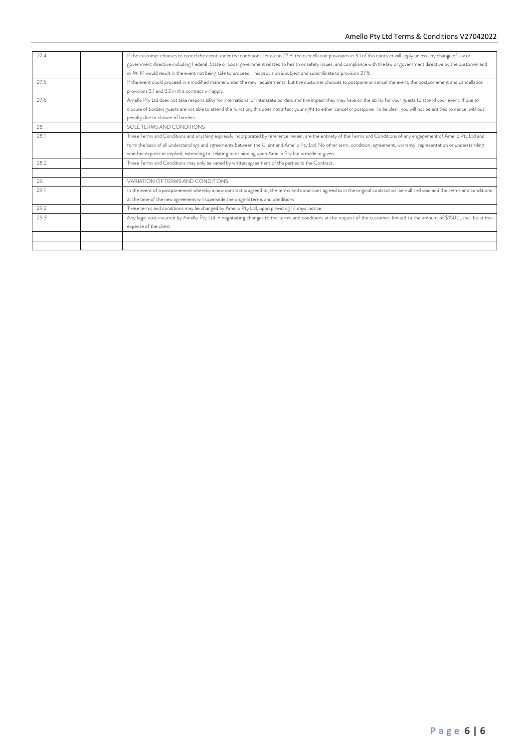| | | |
|---|---|---|
| 27.4 | | If the customer chooses to cancel the event under the conditions set out in 27.3, the cancellation provisions in 3.1 of this contract will apply unless any change of law or government directive including Federal, State or Local government related to health or safety issues, and compliance with the law or government directive by the customer and or MHP would result in the event not being able to proceed. This provision is subject and subordinate to provision 27.5. |
| 27.5 | | If the event could proceed in a modified manner under the new requirements, but the customer chooses to postpone or cancel the event, the postponement and cancellation provisions 3.1 and 3.2 in this contract will apply. |
| 27.6 | | Amello Pty Ltd does not take responsibility for international or interstate borders and the impact they may have on the ability for your guests to attend your event. If due to closure of borders guests are not able to attend the function, this does not affect your right to either cancel or postpone. To be clear, you will not be entitled to cancel without penalty due to closure of borders. |
| 28. | | SOLE TERMS AND CONDITIONS |
| 28.1 | | These Terms and Conditions and anything expressly incorporated by reference herein, are the entirety of the Terms and Conditions of any engagement of Amello Pty Ltd and form the basis of all understandings and agreements between the Client and Amello Pty Ltd. No other term, condition, agreement, warranty, representation or understanding whether express or implied, extending to, relating to or binding upon Amello Pty Ltd is made or given. |
| 28.2 | | These Terms and Conditions may only be varied by written agreement of the parties to the Contract. |
| | | |
| 29. | | VARIATION OF TERMS AND CONDITIONS |
| 29.1 | | In the event of a postponement whereby a new contract is agreed to, the terms and conditions agreed to in the original contract will be null and void and the terms and conditions at the time of the new agreement will supersede the original terms and conditions. |
| 29.2 | | These terms and conditions may be changed by Amello Pty Ltd, upon providing 14 days' notice. |
| 29.3 | | Any legal cost incurred by Amello Pty Ltd in negotiating changes to the terms and conditions at the request of the customer, limited to the amount of $1500, shall be at the expense of the client. |
| | | |
| | | |